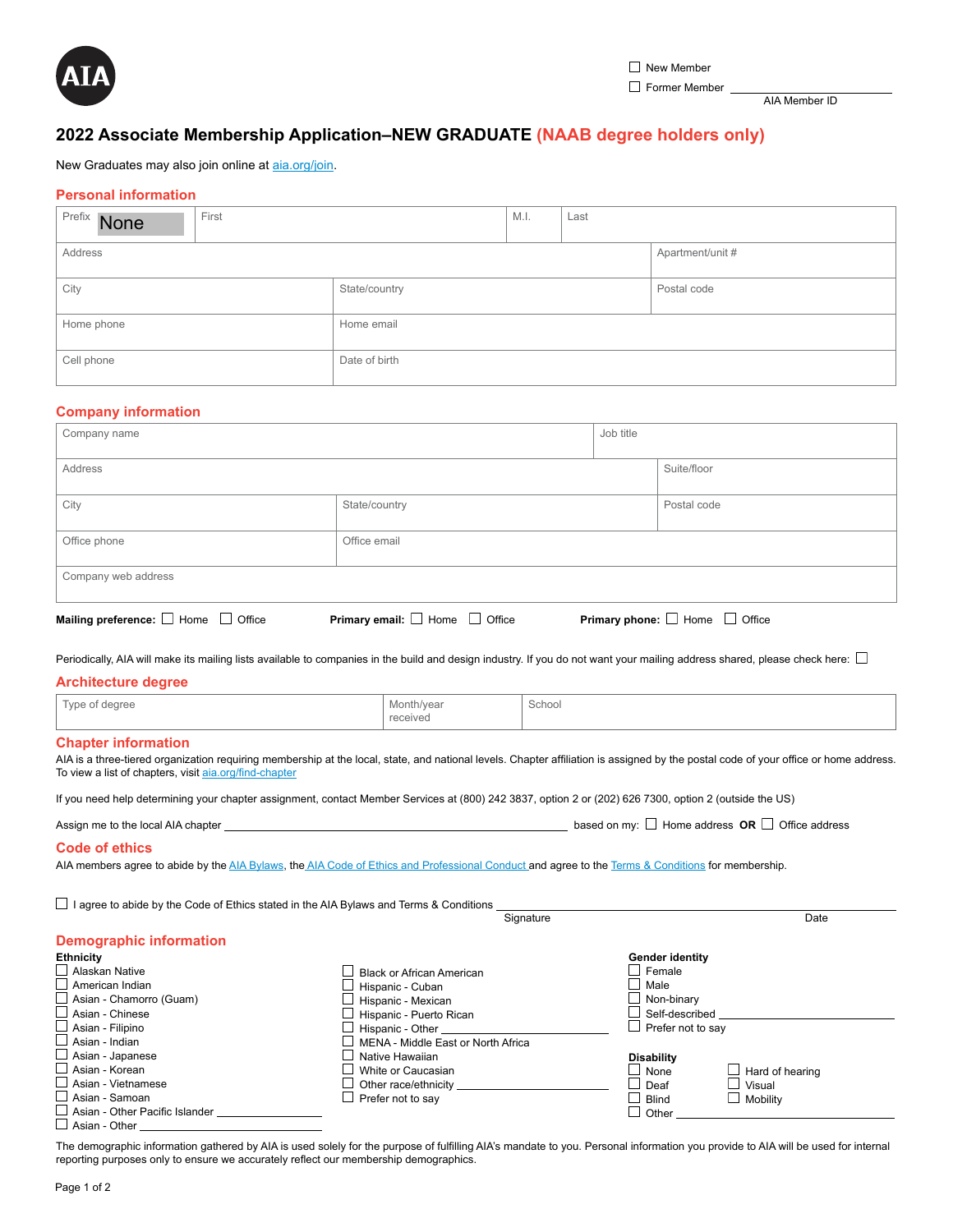AIA

- ☐ New Member
- ☐ Former Member ______________ AIA Member ID

# 2022 Associate Membership Application–NEW GRADUATE (NAAB degree holders only)

New Graduates may also join online at aia.org/join.

## Personal information

| Prefix None | First | M.I. | Last |
|---|---|---|---|
| Address | | Apartment/unit # | |
| City | State/country | Postal code | |
| Home phone | Home email | | |
| Cell phone | Date of birth | | |

## Company information

| Company name | | Job title |
|---|---|---|
| Address | | Suite/floor |
| City | State/country | Postal code |
| Office phone | Office email | |
| Company web address | | |

**Mailing preference:** ☐ Home ☐ Office **Primary email:** ☐ Home ☐ Office **Primary phone:** ☐ Home ☐ Office

Periodically, AIA will make its mailing lists available to companies in the build and design industry. If you do not want your mailing address shared, please check here: ☐

## Architecture degree

| Type of degree | Month/year received | School |
|---|---|---|
| | | |

## Chapter information

AIA is a three-tiered organization requiring membership at the local, state, and national levels. Chapter affiliation is assigned by the postal code of your office or home address. To view a list of chapters, visit aia.org/find-chapter

If you need help determining your chapter assignment, contact Member Services at (800) 242 3837, option 2 or (202) 626 7300, option 2 (outside the US)

Assign me to the local AIA chapter ______________________________ based on my: ☐ Home address **OR** ☐ Office address

## Code of ethics

AIA members agree to abide by the AIA Bylaws, the AIA Code of Ethics and Professional Conduct and agree to the Terms & Conditions for membership.

☐ I agree to abide by the Code of Ethics stated in the AIA Bylaws and Terms & Conditions ______________________________

Signature Date

## Demographic information

**Ethnicity**

- ☐ Alaskan Native
- ☐ American Indian
- ☐ Asian - Chamorro (Guam)
- ☐ Asian - Chinese
- ☐ Asian - Filipino
- ☐ Asian - Indian
- ☐ Asian - Japanese
- ☐ Asian - Korean
- ☐ Asian - Vietnamese
- ☐ Asian - Samoan
- ☐ Asian - Other Pacific Islander ______________
- ☐ Asian - Other ______________
- ☐ Black or African American
- ☐ Hispanic - Cuban
- ☐ Hispanic - Mexican
- ☐ Hispanic - Puerto Rican
- ☐ Hispanic - Other ______________
- ☐ MENA - Middle East or North Africa
- ☐ Native Hawaiian
- ☐ White or Caucasian
- ☐ Other race/ethnicity ______________
- ☐ Prefer not to say

**Gender identity**

- ☐ Female
- ☐ Male
- ☐ Non-binary
- ☐ Self-described ______________
- ☐ Prefer not to say

**Disability**

- ☐ None
- ☐ Deaf
- ☐ Blind
- ☐ Other ______________
- ☐ Hard of hearing
- ☐ Visual
- ☐ Mobility

The demographic information gathered by AIA is used solely for the purpose of fulfilling AIA's mandate to you. Personal information you provide to AIA will be used for internal reporting purposes only to ensure we accurately reflect our membership demographics.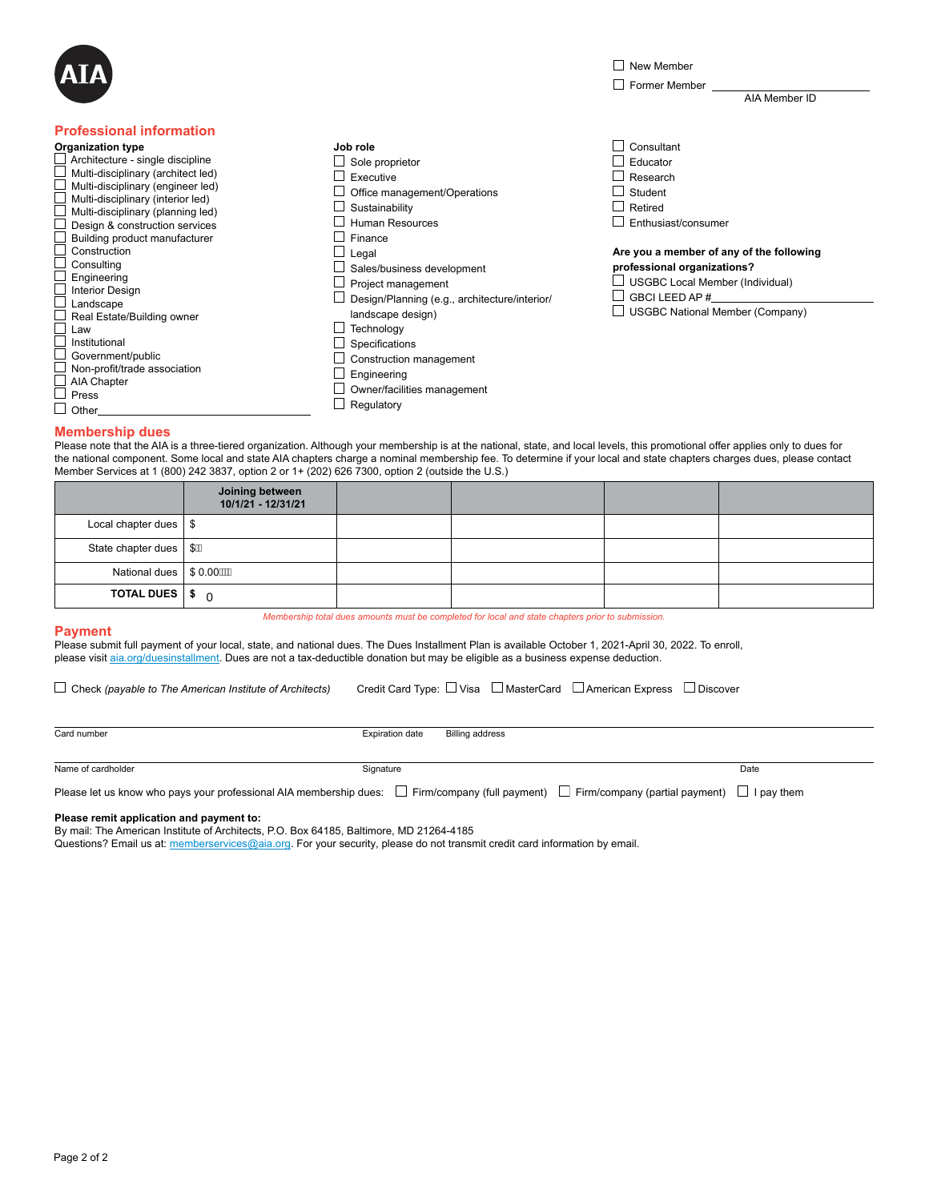AIA

- ☐ New Member
- ☐ Former Member ____________________ AIA Member ID

## Professional information

**Organization type**

- ☐ Architecture - single discipline
- ☐ Multi-disciplinary (architect led)
- ☐ Multi-disciplinary (engineer led)
- ☐ Multi-disciplinary (interior led)
- ☐ Multi-disciplinary (planning led)
- ☐ Design & construction services
- ☐ Building product manufacturer
- ☐ Construction
- ☐ Consulting
- ☐ Engineering
- ☐ Interior Design
- ☐ Landscape
- ☐ Real Estate/Building owner
- ☐ Law
- ☐ Institutional
- ☐ Government/public
- ☐ Non-profit/trade association
- ☐ AIA Chapter
- ☐ Press
- ☐ Other____________________

**Job role**

- ☐ Sole proprietor
- ☐ Executive
- ☐ Office management/Operations
- ☐ Sustainability
- ☐ Human Resources
- ☐ Finance
- ☐ Legal
- ☐ Sales/business development
- ☐ Project management
- ☐ Design/Planning (e.g., architecture/interior/ landscape design)
- ☐ Technology
- ☐ Specifications
- ☐ Construction management
- ☐ Engineering
- ☐ Owner/facilities management
- ☐ Regulatory
- ☐ Consultant
- ☐ Educator
- ☐ Research
- ☐ Student
- ☐ Retired
- ☐ Enthusiast/consumer

**Are you a member of any of the following professional organizations?**

- ☐ USGBC Local Member (Individual)
- ☐ GBCI LEED AP #____________________
- ☐ USGBC National Member (Company)

## Membership dues

Please note that the AIA is a three-tiered organization. Although your membership is at the national, state, and local levels, this promotional offer applies only to dues for the national component. Some local and state AIA chapters charge a nominal membership fee. To determine if your local and state chapters charges dues, please contact Member Services at 1 (800) 242 3837, option 2 or 1+ (202) 626 7300, option 2 (outside the U.S.)

| | Joining between 10/1/21 - 12/31/21 | | | | |
|---|---|---|---|---|---|
| Local chapter dues | $ | | | | |
| State chapter dues | $ | | | | |
| National dues | $ 0.00 | | | | |
| **TOTAL DUES** | **$** 0 | | | | |

*Membership total dues amounts must be completed for local and state chapters prior to submission.*

## Payment

Please submit full payment of your local, state, and national dues. The Dues Installment Plan is available October 1, 2021-April 30, 2022. To enroll, please visit aia.org/duesinstallment. Dues are not a tax-deductible donation but may be eligible as a business expense deduction.

☐ Check *(payable to The American Institute of Architects)* Credit Card Type: ☐ Visa ☐ MasterCard ☐ American Express ☐ Discover

Card number ____________________ Expiration date ____________________ Billing address ____________________

Name of cardholder ____________________ Signature ____________________ Date ____________________

Please let us know who pays your professional AIA membership dues: ☐ Firm/company (full payment) ☐ Firm/company (partial payment) ☐ I pay them

**Please remit application and payment to:**

By mail: The American Institute of Architects, P.O. Box 64185, Baltimore, MD 21264-4185

Questions? Email us at: memberservices@aia.org. For your security, please do not transmit credit card information by email.